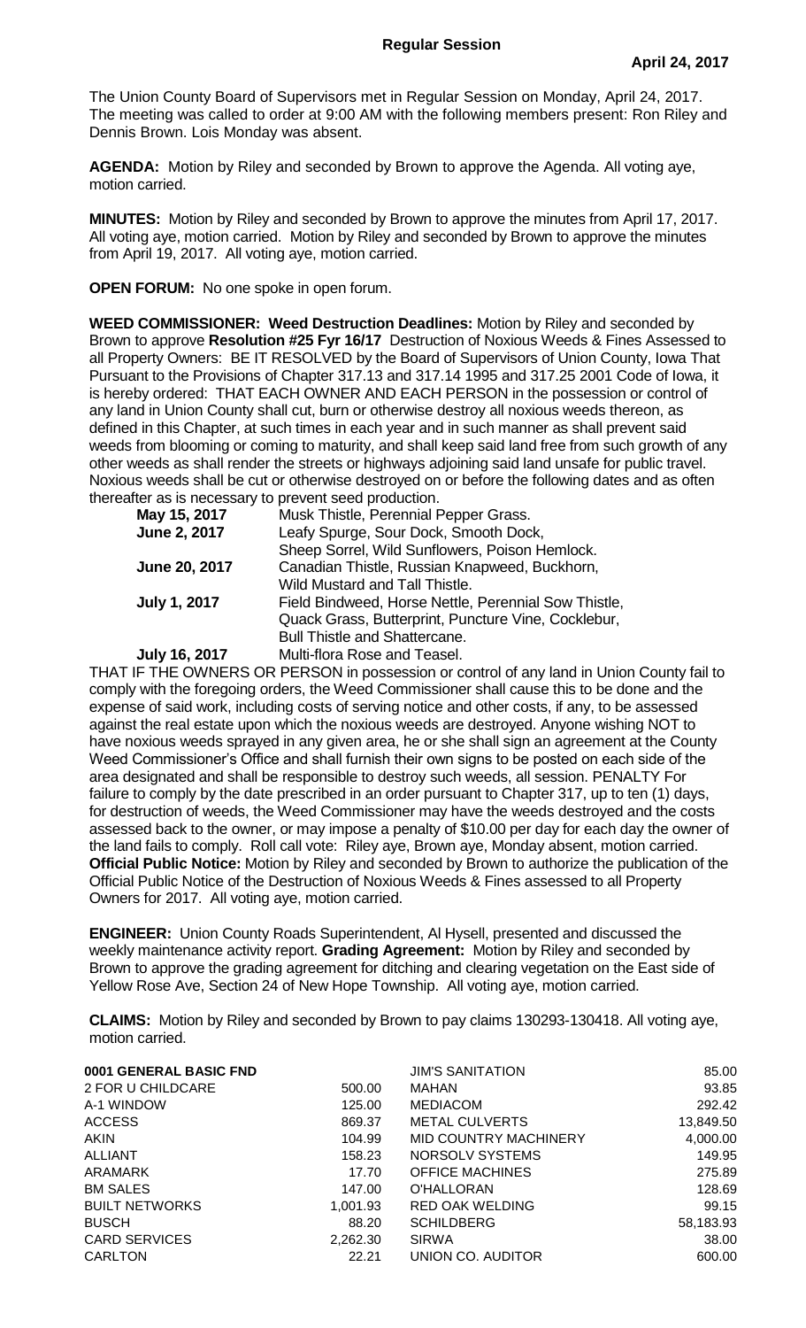# Regular Session

**April 24, 2017**

The Union County Board of Supervisors met in Regular Session on Monday, April 24, 2017. The meeting was called to order at 9:00 AM with the following members present: Ron Riley and Dennis Brown. Lois Monday was absent.

**AGENDA:** Motion by Riley and seconded by Brown to approve the Agenda. All voting aye, motion carried.

**MINUTES:** Motion by Riley and seconded by Brown to approve the minutes from April 17, 2017. All voting aye, motion carried. Motion by Riley and seconded by Brown to approve the minutes from April 19, 2017. All voting aye, motion carried.

**OPEN FORUM:** No one spoke in open forum.

**WEED COMMISSIONER: Weed Destruction Deadlines:** Motion by Riley and seconded by Brown to approve **Resolution #25 Fyr 16/17** Destruction of Noxious Weeds & Fines Assessed to all Property Owners: BE IT RESOLVED by the Board of Supervisors of Union County, Iowa That Pursuant to the Provisions of Chapter 317.13 and 317.14 1995 and 317.25 2001 Code of Iowa, it is hereby ordered: THAT EACH OWNER AND EACH PERSON in the possession or control of any land in Union County shall cut, burn or otherwise destroy all noxious weeds thereon, as defined in this Chapter, at such times in each year and in such manner as shall prevent said weeds from blooming or coming to maturity, and shall keep said land free from such growth of any other weeds as shall render the streets or highways adjoining said land unsafe for public travel. Noxious weeds shall be cut or otherwise destroyed on or before the following dates and as often thereafter as is necessary to prevent seed production.

| | |
|---|---|
| **May 15, 2017** | Musk Thistle, Perennial Pepper Grass. |
| **June 2, 2017** | Leafy Spurge, Sour Dock, Smooth Dock, Sheep Sorrel, Wild Sunflowers, Poison Hemlock. |
| **June 20, 2017** | Canadian Thistle, Russian Knapweed, Buckhorn, Wild Mustard and Tall Thistle. |
| **July 1, 2017** | Field Bindweed, Horse Nettle, Perennial Sow Thistle, Quack Grass, Butterprint, Puncture Vine, Cocklebur, Bull Thistle and Shattercane. |
| **July 16, 2017** | Multi-flora Rose and Teasel. |

THAT IF THE OWNERS OR PERSON in possession or control of any land in Union County fail to comply with the foregoing orders, the Weed Commissioner shall cause this to be done and the expense of said work, including costs of serving notice and other costs, if any, to be assessed against the real estate upon which the noxious weeds are destroyed. Anyone wishing NOT to have noxious weeds sprayed in any given area, he or she shall sign an agreement at the County Weed Commissioner's Office and shall furnish their own signs to be posted on each side of the area designated and shall be responsible to destroy such weeds, all session. PENALTY For failure to comply by the date prescribed in an order pursuant to Chapter 317, up to ten (1) days, for destruction of weeds, the Weed Commissioner may have the weeds destroyed and the costs assessed back to the owner, or may impose a penalty of $10.00 per day for each day the owner of the land fails to comply. Roll call vote: Riley aye, Brown aye, Monday absent, motion carried. **Official Public Notice:** Motion by Riley and seconded by Brown to authorize the publication of the Official Public Notice of the Destruction of Noxious Weeds & Fines assessed to all Property Owners for 2017. All voting aye, motion carried.

**ENGINEER:** Union County Roads Superintendent, Al Hysell, presented and discussed the weekly maintenance activity report. **Grading Agreement:** Motion by Riley and seconded by Brown to approve the grading agreement for ditching and clearing vegetation on the East side of Yellow Rose Ave, Section 24 of New Hope Township. All voting aye, motion carried.

**CLAIMS:** Motion by Riley and seconded by Brown to pay claims 130293-130418. All voting aye, motion carried.

| **0001 GENERAL BASIC FND** | |
|---|---|
| 2 FOR U CHILDCARE | 500.00 |
| A-1 WINDOW | 125.00 |
| ACCESS | 869.37 |
| AKIN | 104.99 |
| ALLIANT | 158.23 |
| ARAMARK | 17.70 |
| BM SALES | 147.00 |
| BUILT NETWORKS | 1,001.93 |
| BUSCH | 88.20 |
| CARD SERVICES | 2,262.30 |
| CARLTON | 22.21 |
| JIM'S SANITATION | 85.00 |
| MAHAN | 93.85 |
| MEDIACOM | 292.42 |
| METAL CULVERTS | 13,849.50 |
| MID COUNTRY MACHINERY | 4,000.00 |
| NORSOLV SYSTEMS | 149.95 |
| OFFICE MACHINES | 275.89 |
| O'HALLORAN | 128.69 |
| RED OAK WELDING | 99.15 |
| SCHILDBERG | 58,183.93 |
| SIRWA | 38.00 |
| UNION CO. AUDITOR | 600.00 |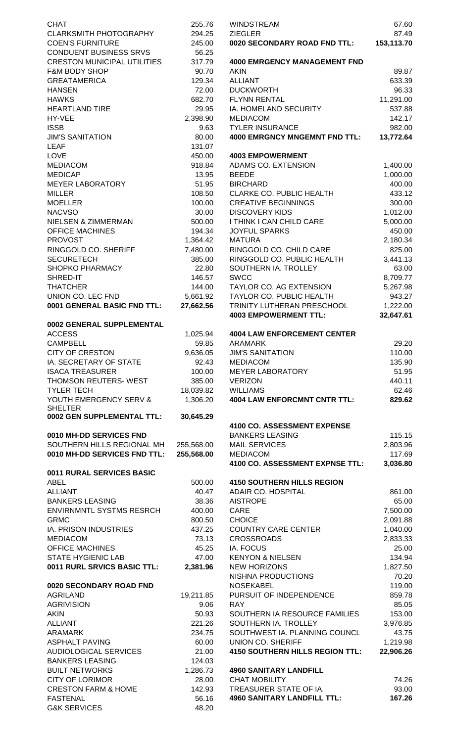| | |
|---|---|
| CHAT | 255.76 |
| CLARKSMITH PHOTOGRAPHY | 294.25 |
| COEN'S FURNITURE | 245.00 |
| CONDUENT BUSINESS SRVS | 56.25 |
| CRESTON MUNICIPAL UTILITIES | 317.79 |
| F&M BODY SHOP | 90.70 |
| GREATAMERICA | 129.34 |
| HANSEN | 72.00 |
| HAWKS | 682.70 |
| HEARTLAND TIRE | 29.95 |
| HY-VEE | 2,398.90 |
| ISSB | 9.63 |
| JIM'S SANITATION | 80.00 |
| LEAF | 131.07 |
| LOVE | 450.00 |
| MEDIACOM | 918.84 |
| MEDICAP | 13.95 |
| MEYER LABORATORY | 51.95 |
| MILLER | 108.50 |
| MOELLER | 100.00 |
| NACVSO | 30.00 |
| NIELSEN & ZIMMERMAN | 500.00 |
| OFFICE MACHINES | 194.34 |
| PROVOST | 1,364.42 |
| RINGGOLD CO. SHERIFF | 7,480.00 |
| SECURETECH | 385.00 |
| SHOPKO PHARMACY | 22.80 |
| SHRED-IT | 146.57 |
| THATCHER | 144.00 |
| UNION CO. LEC FND | 5,661.92 |
| **0001 GENERAL BASIC FND TTL:** | **27,662.56** |

**0002 GENERAL SUPPLEMENTAL**

| | |
|---|---|
| ACCESS | 1,025.94 |
| CAMPBELL | 59.85 |
| CITY OF CRESTON | 9,636.05 |
| IA. SECRETARY OF STATE | 92.43 |
| ISACA TREASURER | 100.00 |
| THOMSON REUTERS- WEST | 385.00 |
| TYLER TECH | 18,039.82 |
| YOUTH EMERGENCY SERV & SHELTER | 1,306.20 |
| **0002 GEN SUPPLEMENTAL TTL:** | **30,645.29** |

**0010 MH-DD SERVICES FND**

| | |
|---|---|
| SOUTHERN HILLS REGIONAL MH | 255,568.00 |
| **0010 MH-DD SERVICES FND TTL:** | **255,568.00** |

**0011 RURAL SERVICES BASIC**

| | |
|---|---|
| ABEL | 500.00 |
| ALLIANT | 40.47 |
| BANKERS LEASING | 38.36 |
| ENVIRNMNTL SYSTMS RESRCH | 400.00 |
| GRMC | 800.50 |
| IA. PRISON INDUSTRIES | 437.25 |
| MEDIACOM | 73.13 |
| OFFICE MACHINES | 45.25 |
| STATE HYGIENIC LAB | 47.00 |
| **0011 RURL SRVICS BASIC TTL:** | **2,381.96** |

**0020 SECONDARY ROAD FND**

| | |
|---|---|
| AGRILAND | 19,211.85 |
| AGRIVISION | 9.06 |
| AKIN | 50.93 |
| ALLIANT | 221.26 |
| ARAMARK | 234.75 |
| ASPHALT PAVING | 60.00 |
| AUDIOLOGICAL SERVICES | 21.00 |
| BANKERS LEASING | 124.03 |
| BUILT NETWORKS | 1,286.73 |
| CITY OF LORIMOR | 28.00 |
| CRESTON FARM & HOME | 142.93 |
| FASTENAL | 56.16 |
| G&K SERVICES | 48.20 |
| WINDSTREAM | 67.60 |
| ZIEGLER | 87.49 |
| **0020 SECONDARY ROAD FND TTL:** | **153,113.70** |

**4000 EMRGENCY MANAGEMENT FND**

| | |
|---|---|
| AKIN | 89.87 |
| ALLIANT | 633.39 |
| DUCKWORTH | 96.33 |
| FLYNN RENTAL | 11,291.00 |
| IA. HOMELAND SECURITY | 537.88 |
| MEDIACOM | 142.17 |
| TYLER INSURANCE | 982.00 |
| **4000 EMRGNCY MNGEMNT FND TTL:** | **13,772.64** |

**4003 EMPOWERMENT**

| | |
|---|---|
| ADAMS CO. EXTENSION | 1,400.00 |
| BEEDE | 1,000.00 |
| BIRCHARD | 400.00 |
| CLARKE CO. PUBLIC HEALTH | 433.12 |
| CREATIVE BEGINNINGS | 300.00 |
| DISCOVERY KIDS | 1,012.00 |
| I THINK I CAN CHILD CARE | 5,000.00 |
| JOYFUL SPARKS | 450.00 |
| MATURA | 2,180.34 |
| RINGGOLD CO. CHILD CARE | 825.00 |
| RINGGOLD CO. PUBLIC HEALTH | 3,441.13 |
| SOUTHERN IA. TROLLEY | 63.00 |
| SWCC | 8,709.77 |
| TAYLOR CO. AG EXTENSION | 5,267.98 |
| TAYLOR CO. PUBLIC HEALTH | 943.27 |
| TRINITY LUTHERAN PRESCHOOL | 1,222.00 |
| **4003 EMPOWERMENT TTL:** | **32,647.61** |

**4004 LAW ENFORCEMENT CENTER**

| | |
|---|---|
| ARAMARK | 29.20 |
| JIM'S SANITATION | 110.00 |
| MEDIACOM | 135.90 |
| MEYER LABORATORY | 51.95 |
| VERIZON | 440.11 |
| WILLIAMS | 62.46 |
| **4004 LAW ENFORCMNT CNTR TTL:** | **829.62** |

**4100 CO. ASSESSMENT EXPENSE**

| | |
|---|---|
| BANKERS LEASING | 115.15 |
| MAIL SERVICES | 2,803.96 |
| MEDIACOM | 117.69 |
| **4100 CO. ASSESSMENT EXPNSE TTL:** | **3,036.80** |

**4150 SOUTHERN HILLS REGION**

| | |
|---|---|
| ADAIR CO. HOSPITAL | 861.00 |
| AISTROPE | 65.00 |
| CARE | 7,500.00 |
| CHOICE | 2,091.88 |
| COUNTRY CARE CENTER | 1,040.00 |
| CROSSROADS | 2,833.33 |
| IA. FOCUS | 25.00 |
| KENYON & NIELSEN | 134.94 |
| NEW HORIZONS | 1,827.50 |
| NISHNA PRODUCTIONS | 70.20 |
| NOSEKABEL | 119.00 |
| PURSUIT OF INDEPENDENCE | 859.78 |
| RAY | 85.05 |
| SOUTHERN IA RESOURCE FAMILIES | 153.00 |
| SOUTHERN IA. TROLLEY | 3,976.85 |
| SOUTHWEST IA. PLANNING COUNCL | 43.75 |
| UNION CO. SHERIFF | 1,219.98 |
| **4150 SOUTHERN HILLS REGION TTL:** | **22,906.26** |

**4960 SANITARY LANDFILL**

| | |
|---|---|
| CHAT MOBILITY | 74.26 |
| TREASURER STATE OF IA. | 93.00 |
| **4960 SANITARY LANDFILL TTL:** | **167.26** |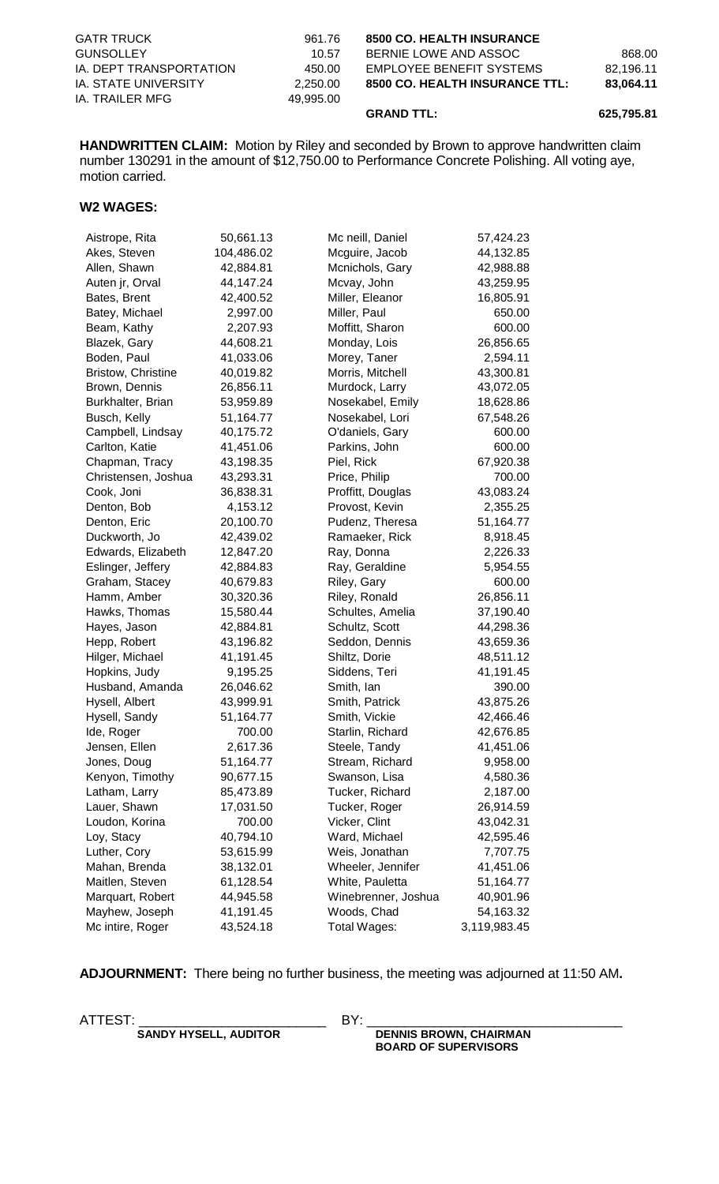| | | | |
|---|---|---|---|
| GATR TRUCK | 961.76 | **8500 CO. HEALTH INSURANCE** | |
| GUNSOLLEY | 10.57 | BERNIE LOWE AND ASSOC | 868.00 |
| IA. DEPT TRANSPORTATION | 450.00 | EMPLOYEE BENEFIT SYSTEMS | 82,196.11 |
| IA. STATE UNIVERSITY | 2,250.00 | **8500 CO. HEALTH INSURANCE TTL:** | **83,064.11** |
| IA. TRAILER MFG | 49,995.00 | | |
| | | **GRAND TTL:** | **625,795.81** |

**HANDWRITTEN CLAIM:** Motion by Riley and seconded by Brown to approve handwritten claim number 130291 in the amount of $12,750.00 to Performance Concrete Polishing. All voting aye, motion carried.

**W2 WAGES:**

| | | | |
|---|---|---|---|
| Aistrope, Rita | 50,661.13 | Mc neill, Daniel | 57,424.23 |
| Akes, Steven | 104,486.02 | Mcguire, Jacob | 44,132.85 |
| Allen, Shawn | 42,884.81 | Mcnichols, Gary | 42,988.88 |
| Auten jr, Orval | 44,147.24 | Mcvay, John | 43,259.95 |
| Bates, Brent | 42,400.52 | Miller, Eleanor | 16,805.91 |
| Batey, Michael | 2,997.00 | Miller, Paul | 650.00 |
| Beam, Kathy | 2,207.93 | Moffitt, Sharon | 600.00 |
| Blazek, Gary | 44,608.21 | Monday, Lois | 26,856.65 |
| Boden, Paul | 41,033.06 | Morey, Taner | 2,594.11 |
| Bristow, Christine | 40,019.82 | Morris, Mitchell | 43,300.81 |
| Brown, Dennis | 26,856.11 | Murdock, Larry | 43,072.05 |
| Burkhalter, Brian | 53,959.89 | Nosekabel, Emily | 18,628.86 |
| Busch, Kelly | 51,164.77 | Nosekabel, Lori | 67,548.26 |
| Campbell, Lindsay | 40,175.72 | O'daniels, Gary | 600.00 |
| Carlton, Katie | 41,451.06 | Parkins, John | 600.00 |
| Chapman, Tracy | 43,198.35 | Piel, Rick | 67,920.38 |
| Christensen, Joshua | 43,293.31 | Price, Philip | 700.00 |
| Cook, Joni | 36,838.31 | Proffitt, Douglas | 43,083.24 |
| Denton, Bob | 4,153.12 | Provost, Kevin | 2,355.25 |
| Denton, Eric | 20,100.70 | Pudenz, Theresa | 51,164.77 |
| Duckworth, Jo | 42,439.02 | Ramaeker, Rick | 8,918.45 |
| Edwards, Elizabeth | 12,847.20 | Ray, Donna | 2,226.33 |
| Eslinger, Jeffery | 42,884.83 | Ray, Geraldine | 5,954.55 |
| Graham, Stacey | 40,679.83 | Riley, Gary | 600.00 |
| Hamm, Amber | 30,320.36 | Riley, Ronald | 26,856.11 |
| Hawks, Thomas | 15,580.44 | Schultes, Amelia | 37,190.40 |
| Hayes, Jason | 42,884.81 | Schultz, Scott | 44,298.36 |
| Hepp, Robert | 43,196.82 | Seddon, Dennis | 43,659.36 |
| Hilger, Michael | 41,191.45 | Shiltz, Dorie | 48,511.12 |
| Hopkins, Judy | 9,195.25 | Siddens, Teri | 41,191.45 |
| Husband, Amanda | 26,046.62 | Smith, Ian | 390.00 |
| Hysell, Albert | 43,999.91 | Smith, Patrick | 43,875.26 |
| Hysell, Sandy | 51,164.77 | Smith, Vickie | 42,466.46 |
| Ide, Roger | 700.00 | Starlin, Richard | 42,676.85 |
| Jensen, Ellen | 2,617.36 | Steele, Tandy | 41,451.06 |
| Jones, Doug | 51,164.77 | Stream, Richard | 9,958.00 |
| Kenyon, Timothy | 90,677.15 | Swanson, Lisa | 4,580.36 |
| Latham, Larry | 85,473.89 | Tucker, Richard | 2,187.00 |
| Lauer, Shawn | 17,031.50 | Tucker, Roger | 26,914.59 |
| Loudon, Korina | 700.00 | Vicker, Clint | 43,042.31 |
| Loy, Stacy | 40,794.10 | Ward, Michael | 42,595.46 |
| Luther, Cory | 53,615.99 | Weis, Jonathan | 7,707.75 |
| Mahan, Brenda | 38,132.01 | Wheeler, Jennifer | 41,451.06 |
| Maitlen, Steven | 61,128.54 | White, Pauletta | 51,164.77 |
| Marquart, Robert | 44,945.58 | Winebrenner, Joshua | 40,901.96 |
| Mayhew, Joseph | 41,191.45 | Woods, Chad | 54,163.32 |
| Mc intire, Roger | 43,524.18 | Total Wages: | 3,119,983.45 |

**ADJOURNMENT:** There being no further business, the meeting was adjourned at 11:50 AM**.**

ATTEST: ___________________________ BY: ___________________________________

**SANDY HYSELL, AUDITOR** **DENNIS BROWN, CHAIRMAN**
**BOARD OF SUPERVISORS**